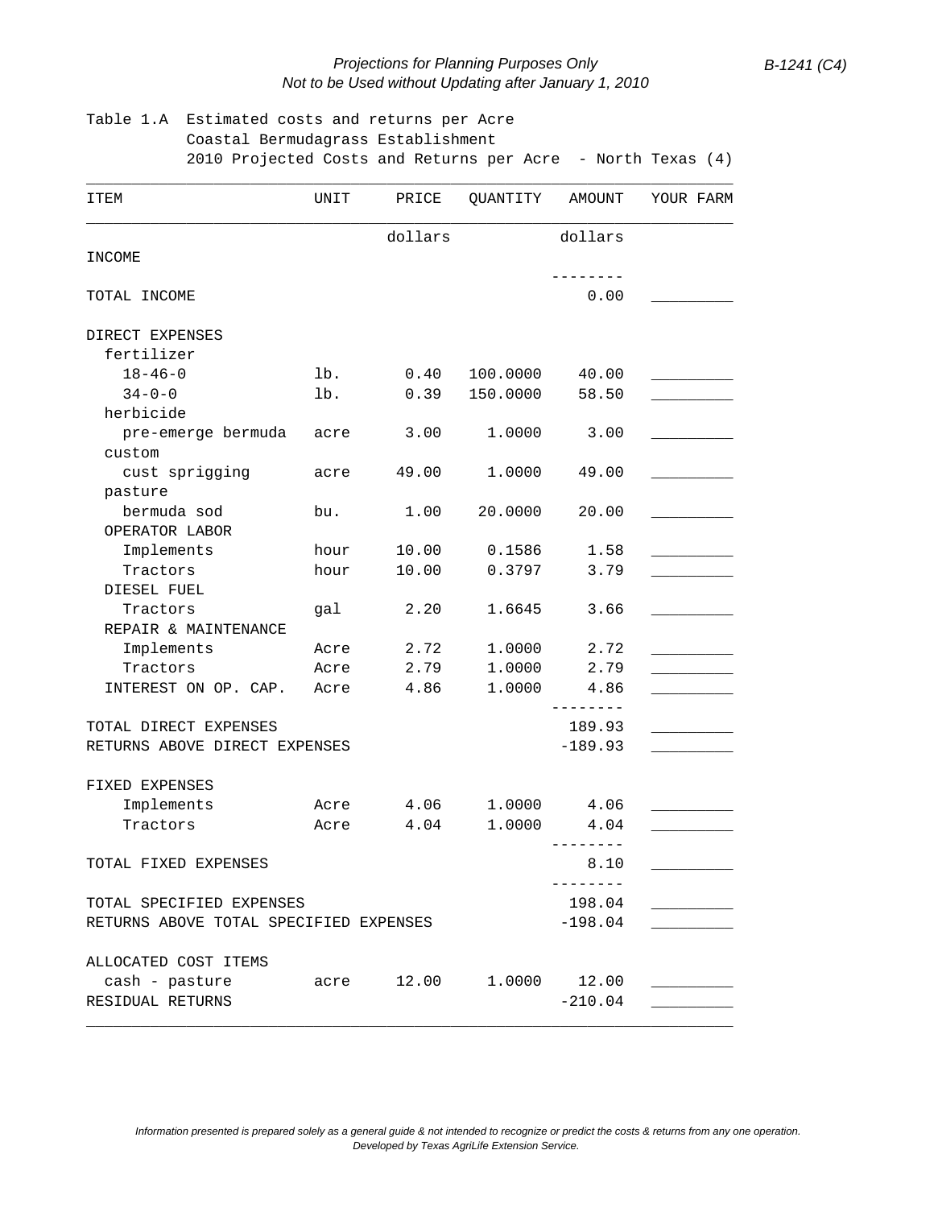*Projections for Planning Purposes Only*
*Not to be Used without Updating after January 1, 2010*

B-1241 (C4)

Table 1.A Estimated costs and returns per Acre
Coastal Bermudagrass Establishment
2010 Projected Costs and Returns per Acre - North Texas (4)

| ITEM | UNIT | PRICE | QUANTITY | AMOUNT | YOUR FARM |
|---|---|---|---|---|---|
| | | dollars | | dollars | |
| INCOME | | | | | |
| TOTAL INCOME | | | | 0.00 | _________ |
| DIRECT EXPENSES | | | | | |
| fertilizer | | | | | |
| 18-46-0 | lb. | 0.40 | 100.0000 | 40.00 | _________ |
| 34-0-0 | lb. | 0.39 | 150.0000 | 58.50 | _________ |
| herbicide | | | | | |
| pre-emerge bermuda | acre | 3.00 | 1.0000 | 3.00 | _________ |
| custom | | | | | |
| cust sprigging | acre | 49.00 | 1.0000 | 49.00 | _________ |
| pasture | | | | | |
| bermuda sod | bu. | 1.00 | 20.0000 | 20.00 | _________ |
| OPERATOR LABOR | | | | | |
| Implements | hour | 10.00 | 0.1586 | 1.58 | _________ |
| Tractors | hour | 10.00 | 0.3797 | 3.79 | _________ |
| DIESEL FUEL | | | | | |
| Tractors | gal | 2.20 | 1.6645 | 3.66 | _________ |
| REPAIR & MAINTENANCE | | | | | |
| Implements | Acre | 2.72 | 1.0000 | 2.72 | _________ |
| Tractors | Acre | 2.79 | 1.0000 | 2.79 | _________ |
| INTEREST ON OP. CAP. | Acre | 4.86 | 1.0000 | 4.86 | _________ |
| TOTAL DIRECT EXPENSES | | | | 189.93 | _________ |
| RETURNS ABOVE DIRECT EXPENSES | | | | -189.93 | _________ |
| FIXED EXPENSES | | | | | |
| Implements | Acre | 4.06 | 1.0000 | 4.06 | _________ |
| Tractors | Acre | 4.04 | 1.0000 | 4.04 | _________ |
| TOTAL FIXED EXPENSES | | | | 8.10 | _________ |
| TOTAL SPECIFIED EXPENSES | | | | 198.04 | _________ |
| RETURNS ABOVE TOTAL SPECIFIED EXPENSES | | | | -198.04 | _________ |
| ALLOCATED COST ITEMS | | | | | |
| cash - pasture | acre | 12.00 | 1.0000 | 12.00 | _________ |
| RESIDUAL RETURNS | | | | -210.04 | _________ |

*Information presented is prepared solely as a general guide & not intended to recognize or predict the costs & returns from any one operation.*
*Developed by Texas AgriLife Extension Service.*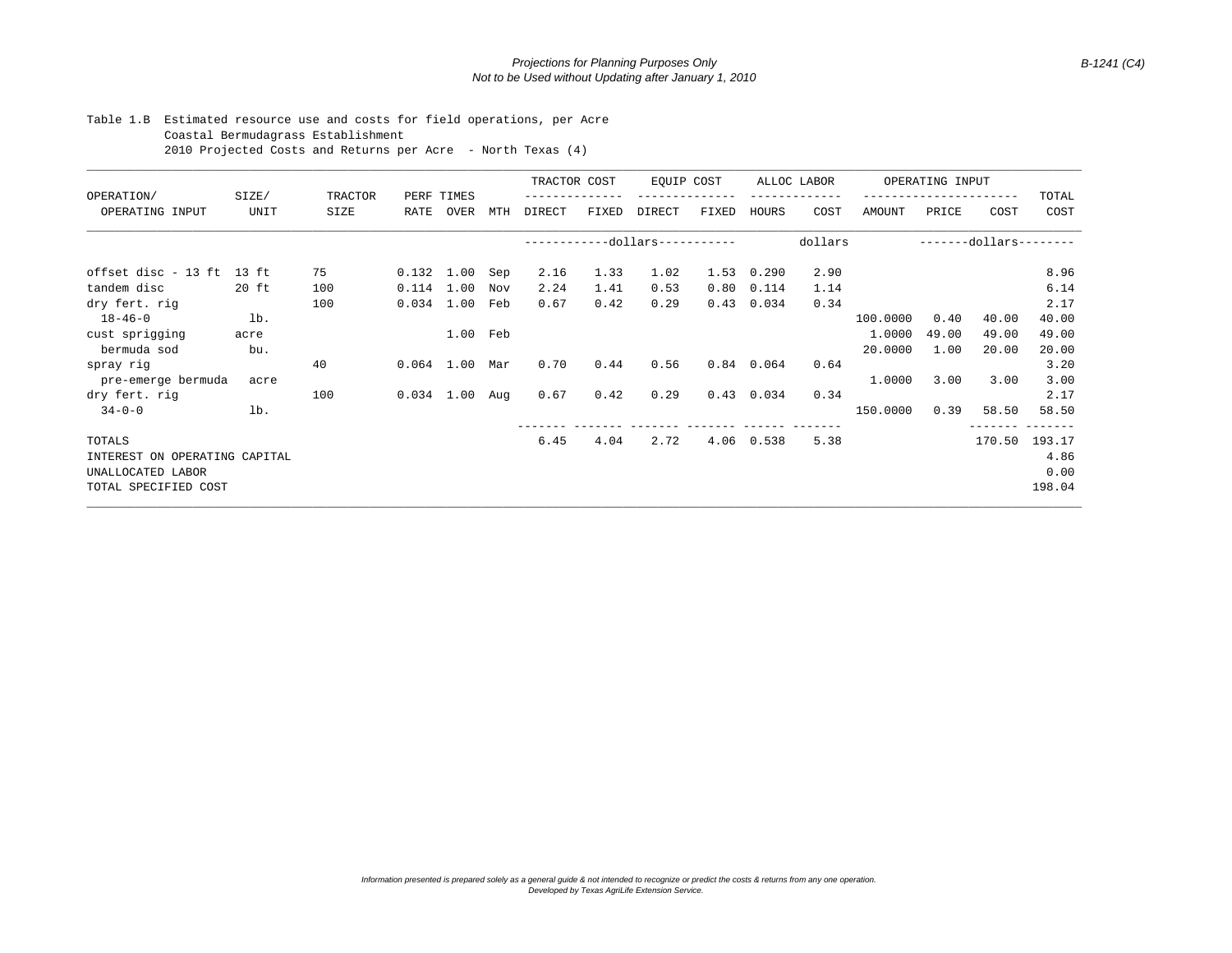Table 1.B Estimated resource use and costs for field operations, per Acre
Coastal Bermudagrass Establishment
2010 Projected Costs and Returns per Acre - North Texas (4)

| OPERATION/ OPERATING INPUT | SIZE/ UNIT | TRACTOR SIZE | PERF RATE | TIMES OVER | MTH | TRACTOR COST DIRECT | TRACTOR COST FIXED | EQUIP COST DIRECT | EQUIP COST FIXED | ALLOC LABOR HOURS | ALLOC LABOR COST | OPERATING INPUT AMOUNT | OPERATING INPUT PRICE | OPERATING INPUT COST | TOTAL COST |
|---|---|---|---|---|---|---|---|---|---|---|---|---|---|---|---|
| | | | | | | dollars | | | | | dollars | | | dollars | |
| offset disc - 13 ft | 13 ft | 75 | 0.132 | 1.00 | Sep | 2.16 | 1.33 | 1.02 | 1.53 | 0.290 | 2.90 | | | | 8.96 |
| tandem disc | 20 ft | 100 | 0.114 | 1.00 | Nov | 2.24 | 1.41 | 0.53 | 0.80 | 0.114 | 1.14 | | | | 6.14 |
| dry fert. rig | | 100 | 0.034 | 1.00 | Feb | 0.67 | 0.42 | 0.29 | 0.43 | 0.034 | 0.34 | | | | 2.17 |
| 18-46-0 | lb. | | | | | | | | | | | 100.0000 | 0.40 | 40.00 | 40.00 |
| cust sprigging | acre | | | 1.00 | Feb | | | | | | | 1.0000 | 49.00 | 49.00 | 49.00 |
| bermuda sod | bu. | | | | | | | | | | | 20.0000 | 1.00 | 20.00 | 20.00 |
| spray rig | | 40 | 0.064 | 1.00 | Mar | 0.70 | 0.44 | 0.56 | 0.84 | 0.064 | 0.64 | | | | 3.20 |
| pre-emerge bermuda | acre | | | | | | | | | | | 1.0000 | 3.00 | 3.00 | 3.00 |
| dry fert. rig | | 100 | 0.034 | 1.00 | Aug | 0.67 | 0.42 | 0.29 | 0.43 | 0.034 | 0.34 | | | | 2.17 |
| 34-0-0 | lb. | | | | | | | | | | | 150.0000 | 0.39 | 58.50 | 58.50 |
| TOTALS | | | | | | 6.45 | 4.04 | 2.72 | 4.06 | 0.538 | 5.38 | | | 170.50 | 193.17 |
| INTEREST ON OPERATING CAPITAL | | | | | | | | | | | | | | | 4.86 |
| UNALLOCATED LABOR | | | | | | | | | | | | | | | 0.00 |
| TOTAL SPECIFIED COST | | | | | | | | | | | | | | | 198.04 |